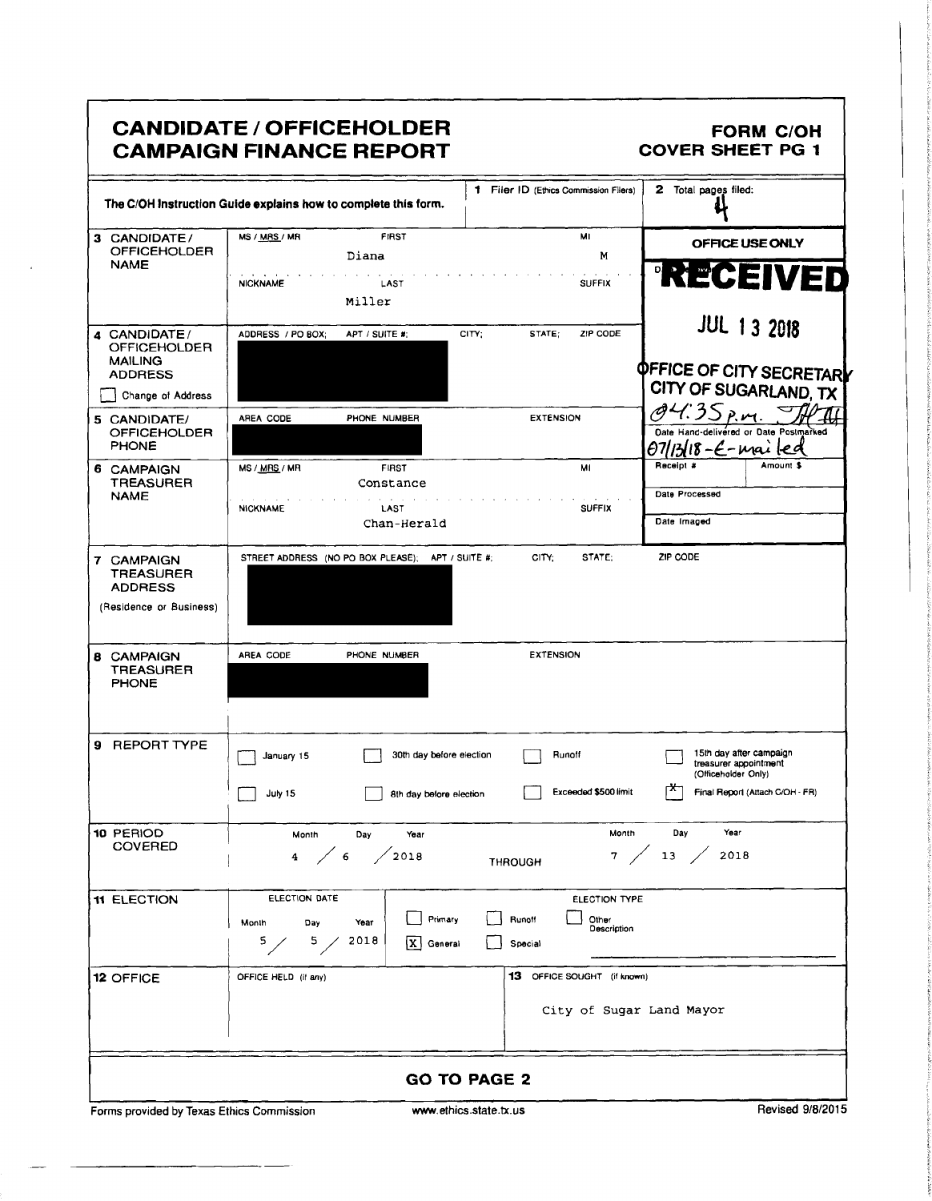# CANDIDATE / OFFICEHOLDER CAMPAIGN FINANCE REPORT

**FORM C/OH COVER SHEET PG 1**

The C/OH Instruction Guide explains how to complete this form.

| | | |
|---|---|---|
| **1** Filer ID (Ethics Commission Filers) | | **2** Total pages filed: 4 |

| Field | Details | OFFICE USE ONLY |
|---|---|---|
| **3 CANDIDATE / OFFICEHOLDER NAME** | MS / MRS / MR: MRS; FIRST: Diana; MI: M; NICKNAME: ; LAST: Miller; SUFFIX: | RECEIVED JUL 13 2018 OFFICE OF CITY SECRETARY CITY OF SUGARLAND, TX |
| **4 CANDIDATE / OFFICEHOLDER MAILING ADDRESS** ☐ Change of Address | ADDRESS / PO BOX; APT / SUITE #; CITY; STATE; ZIP CODE: [redacted] | |
| **5 CANDIDATE / OFFICEHOLDER PHONE** | AREA CODE; PHONE NUMBER; EXTENSION: [redacted] | 04:35 p.m. Date Hand-delivered or Date Postmarked 07/13/18 - E-mailed |
| **6 CAMPAIGN TREASURER NAME** | MS / MRS / MR: MRS; FIRST: Constance; MI: ; NICKNAME: ; LAST: Chan-Herald; SUFFIX: | Receipt #; Amount $; Date Processed; Date Imaged |
| **7 CAMPAIGN TREASURER ADDRESS** (Residence or Business) | STREET ADDRESS (NO PO BOX PLEASE); APT / SUITE #; CITY; STATE; ZIP CODE: [redacted] | |
| **8 CAMPAIGN TREASURER PHONE** | AREA CODE; PHONE NUMBER; EXTENSION: [redacted] | |

**9 REPORT TYPE**

- ☐ January 15
- ☐ July 15
- ☐ 30th day before election
- ☐ 8th day before election
- ☐ Runoff
- ☐ Exceeded $500 limit
- ☐ 15th day after campaign treasurer appointment (Officeholder Only)
- ☒ Final Report (Attach C/OH - FR)

**10 PERIOD COVERED**

Month / Day / Year: 4 / 6 / 2018 THROUGH Month / Day / Year: 7 / 13 / 2018

**11 ELECTION**

ELECTION DATE: Month / Day / Year: 5 / 5 / 2018

ELECTION TYPE:
- ☐ Primary
- ☒ General
- ☐ Runoff
- ☐ Special
- ☐ Other Description

**12 OFFICE**

OFFICE HELD (if any):

**13 OFFICE SOUGHT** (if known): City of Sugar Land Mayor

**GO TO PAGE 2**

Forms provided by Texas Ethics Commission — www.ethics.state.tx.us — Revised 9/8/2015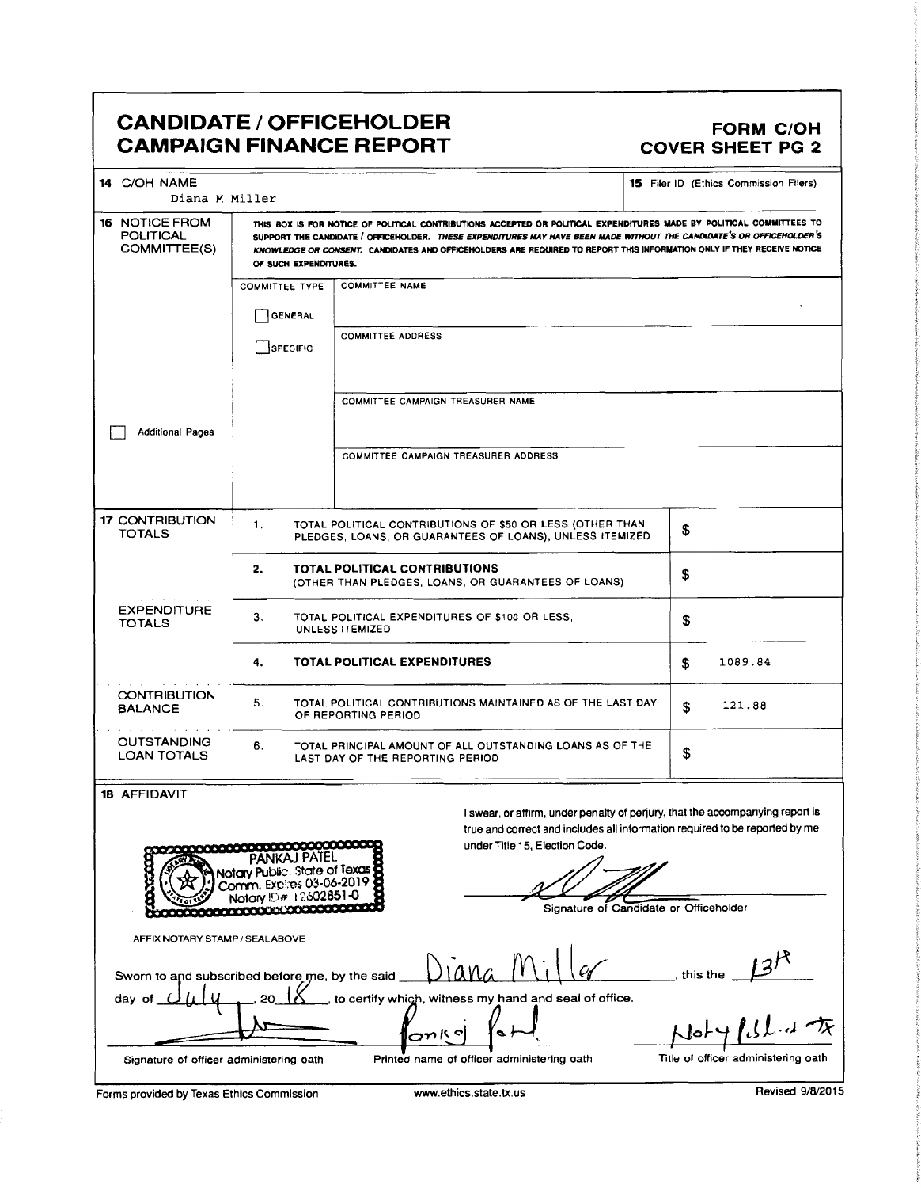# CANDIDATE / OFFICEHOLDER CAMPAIGN FINANCE REPORT

## FORM C/OH COVER SHEET PG 2

| | | |
|---|---|---|
| **14** C/OH NAME | Diana M Miller | **15** Filer ID (Ethics Commission Filers) |

**16** NOTICE FROM POLITICAL COMMITTEE(S)

THIS BOX IS FOR NOTICE OF POLITICAL CONTRIBUTIONS ACCEPTED OR POLITICAL EXPENDITURES MADE BY POLITICAL COMMITTEES TO SUPPORT THE CANDIDATE / OFFICEHOLDER. *THESE EXPENDITURES MAY HAVE BEEN MADE WITHOUT THE CANDIDATE'S OR OFFICEHOLDER'S KNOWLEDGE OR CONSENT.* CANDIDATES AND OFFICEHOLDERS ARE REQUIRED TO REPORT THIS INFORMATION ONLY IF THEY RECEIVE NOTICE OF SUCH EXPENDITURES.

| COMMITTEE TYPE | |
|---|---|
| ☐ GENERAL | COMMITTEE NAME |
| ☐ SPECIFIC | COMMITTEE ADDRESS |
| | COMMITTEE CAMPAIGN TREASURER NAME |
| | COMMITTEE CAMPAIGN TREASURER ADDRESS |

☐ Additional Pages

| | | | |
|---|---|---|---|
| **17** CONTRIBUTION TOTALS | 1. | TOTAL POLITICAL CONTRIBUTIONS OF $50 OR LESS (OTHER THAN PLEDGES, LOANS, OR GUARANTEES OF LOANS), UNLESS ITEMIZED | $ |
| | **2.** | **TOTAL POLITICAL CONTRIBUTIONS** (OTHER THAN PLEDGES, LOANS, OR GUARANTEES OF LOANS) | $ |
| EXPENDITURE TOTALS | 3. | TOTAL POLITICAL EXPENDITURES OF $100 OR LESS, UNLESS ITEMIZED | $ |
| | **4.** | **TOTAL POLITICAL EXPENDITURES** | $ 1089.84 |
| CONTRIBUTION BALANCE | 5. | TOTAL POLITICAL CONTRIBUTIONS MAINTAINED AS OF THE LAST DAY OF REPORTING PERIOD | $ 121.88 |
| OUTSTANDING LOAN TOTALS | 6. | TOTAL PRINCIPAL AMOUNT OF ALL OUTSTANDING LOANS AS OF THE LAST DAY OF THE REPORTING PERIOD | $ |

**18** AFFIDAVIT

I swear, or affirm, under penalty of perjury, that the accompanying report is true and correct and includes all information required to be reported by me under Title 15, Election Code.

PANKAJ PATEL
Notary Public, State of Texas
Comm. Expires 03-06-2019
Notary ID# 12602851-0

AFFIX NOTARY STAMP / SEAL ABOVE

Signature of Candidate or Officeholder

Sworn to and subscribed before me, by the said Diana Miller, this the 13th day of July, 20 18, to certify which, witness my hand and seal of office.

| Signature of officer administering oath | Printed name of officer administering oath | Title of officer administering oath |
|---|---|---|
| | Pankaj Patel | Notary Public TX |

Forms provided by Texas Ethics Commission — www.ethics.state.tx.us — Revised 9/8/2015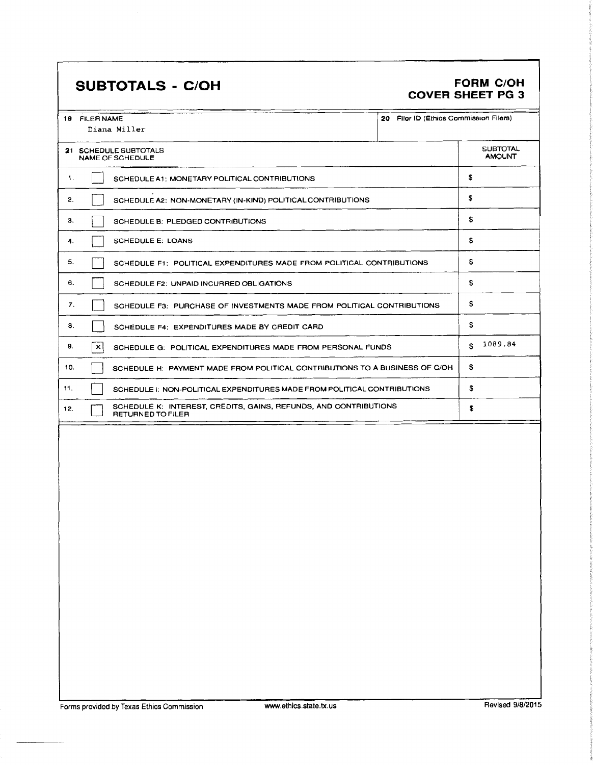# SUBTOTALS - C/OH

**FORM C/OH**
**COVER SHEET PG 3**

| 19 FILER NAME | 20 Filer ID (Ethics Commission Filers) |
|---|---|
| Diana Miller | |

| 21 SCHEDULE SUBTOTALS NAME OF SCHEDULE | | SUBTOTAL AMOUNT |
|---|---|---|
| 1. [ ] | SCHEDULE A1: MONETARY POLITICAL CONTRIBUTIONS | $ |
| 2. [ ] | SCHEDULE A2: NON-MONETARY (IN-KIND) POLITICAL CONTRIBUTIONS | $ |
| 3. [ ] | SCHEDULE B: PLEDGED CONTRIBUTIONS | $ |
| 4. [ ] | SCHEDULE E: LOANS | $ |
| 5. [ ] | SCHEDULE F1: POLITICAL EXPENDITURES MADE FROM POLITICAL CONTRIBUTIONS | $ |
| 6. [ ] | SCHEDULE F2: UNPAID INCURRED OBLIGATIONS | $ |
| 7. [ ] | SCHEDULE F3: PURCHASE OF INVESTMENTS MADE FROM POLITICAL CONTRIBUTIONS | $ |
| 8. [ ] | SCHEDULE F4: EXPENDITURES MADE BY CREDIT CARD | $ |
| 9. [x] | SCHEDULE G: POLITICAL EXPENDITURES MADE FROM PERSONAL FUNDS | $ 1089.84 |
| 10. [ ] | SCHEDULE H: PAYMENT MADE FROM POLITICAL CONTRIBUTIONS TO A BUSINESS OF C/OH | $ |
| 11. [ ] | SCHEDULE I: NON-POLITICAL EXPENDITURES MADE FROM POLITICAL CONTRIBUTIONS | $ |
| 12. [ ] | SCHEDULE K: INTEREST, CREDITS, GAINS, REFUNDS, AND CONTRIBUTIONS RETURNED TO FILER | $ |

Forms provided by Texas Ethics Commission www.ethics.state.tx.us Revised 9/8/2015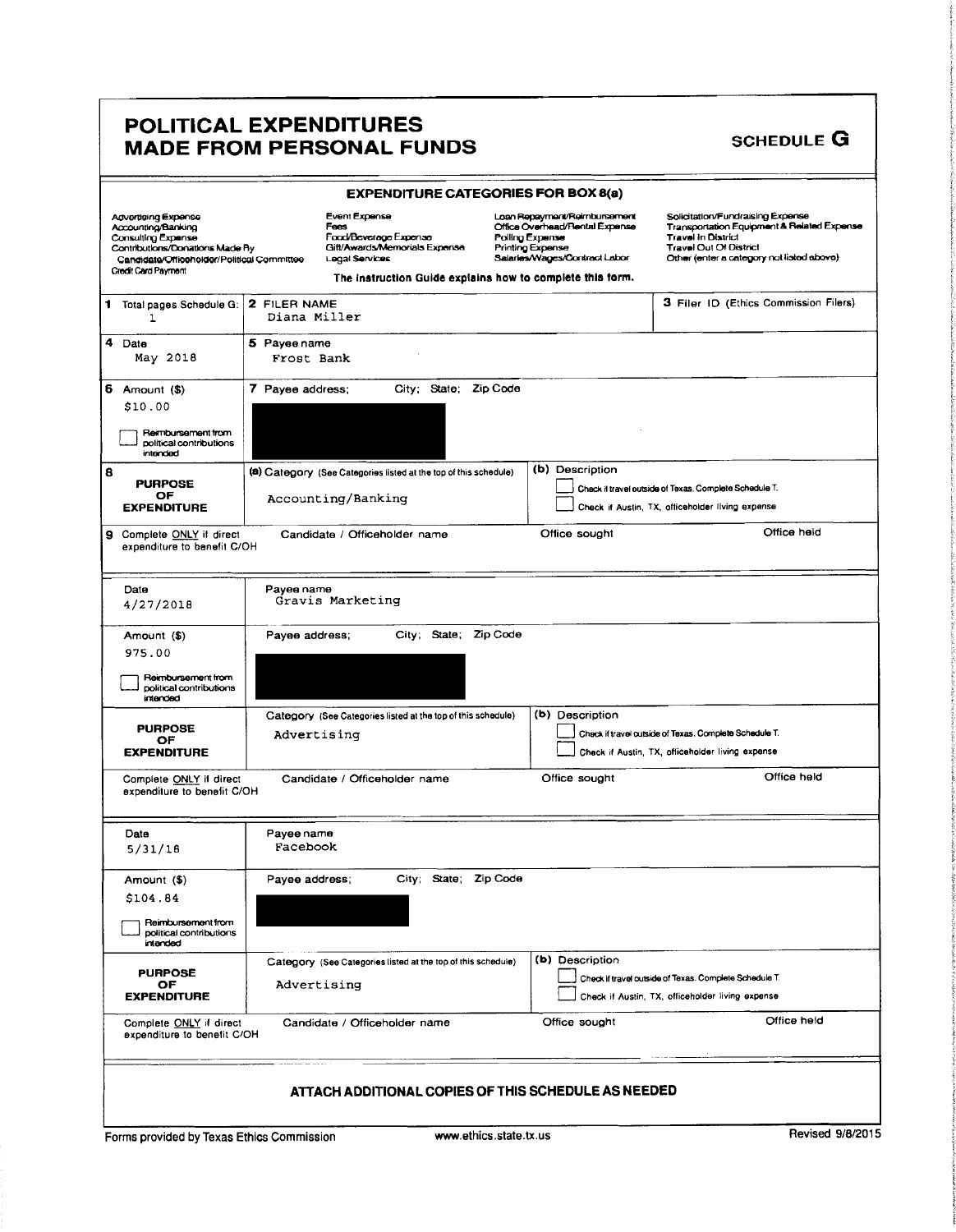# POLITICAL EXPENDITURES MADE FROM PERSONAL FUNDS

## SCHEDULE G

### EXPENDITURE CATEGORIES FOR BOX 8(a)

| | | | |
|---|---|---|---|
| Advertising Expense | Event Expense | Loan Repayment/Reimbursement | Solicitation/Fundraising Expense |
| Accounting/Banking | Fees | Office Overhead/Rental Expense | Transportation Equipment & Related Expense |
| Consulting Expense | Food/Beverage Expense | Polling Expense | Travel In District |
| Contributions/Donations Made By Candidate/Officeholder/Political Committee | Gift/Awards/Memorials Expense | Printing Expense | Travel Out Of District |
| Credit Card Payment | Legal Services | Salaries/Wages/Contract Labor | Other (enter a category not listed above) |

**The Instruction Guide explains how to complete this form.**

**1** Total pages Schedule G: 1

**2** FILER NAME: Diana Miller

**3** Filer ID (Ethics Commission Filers):

---

**4** Date: May 2018

**5** Payee name: Frost Bank

**6** Amount ($): $10.00

☐ Reimbursement from political contributions intended

**7** Payee address; City; State; Zip Code: [redacted]

**8** PURPOSE OF EXPENDITURE

(a) Category (See Categories listed at the top of this schedule): Accounting/Banking

(b) Description:

☐ Check if travel outside of Texas. Complete Schedule T.

☐ Check if Austin, TX, officeholder living expense

**9** Complete ONLY if direct expenditure to benefit C/OH — Candidate / Officeholder name: | Office sought: | Office held:

---

Date: 4/27/2018

Payee name: Gravis Marketing

Amount ($): 975.00

☐ Reimbursement from political contributions intended

Payee address; City; State; Zip Code: [redacted]

PURPOSE OF EXPENDITURE

Category (See Categories listed at the top of this schedule): Advertising

(b) Description:

☐ Check if travel outside of Texas. Complete Schedule T.

☐ Check if Austin, TX, officeholder living expense

Complete ONLY if direct expenditure to benefit C/OH — Candidate / Officeholder name: | Office sought: | Office held:

---

Date: 5/31/18

Payee name: Facebook

Amount ($): $104.84

☐ Reimbursement from political contributions intended

Payee address; City; State; Zip Code: [redacted]

PURPOSE OF EXPENDITURE

Category (See Categories listed at the top of this schedule): Advertising

(b) Description:

☐ Check if travel outside of Texas. Complete Schedule T.

☐ Check if Austin, TX, officeholder living expense

Complete ONLY if direct expenditure to benefit C/OH — Candidate / Officeholder name: | Office sought: | Office held:

---

**ATTACH ADDITIONAL COPIES OF THIS SCHEDULE AS NEEDED**

Forms provided by Texas Ethics Commission — www.ethics.state.tx.us — Revised 9/8/2015